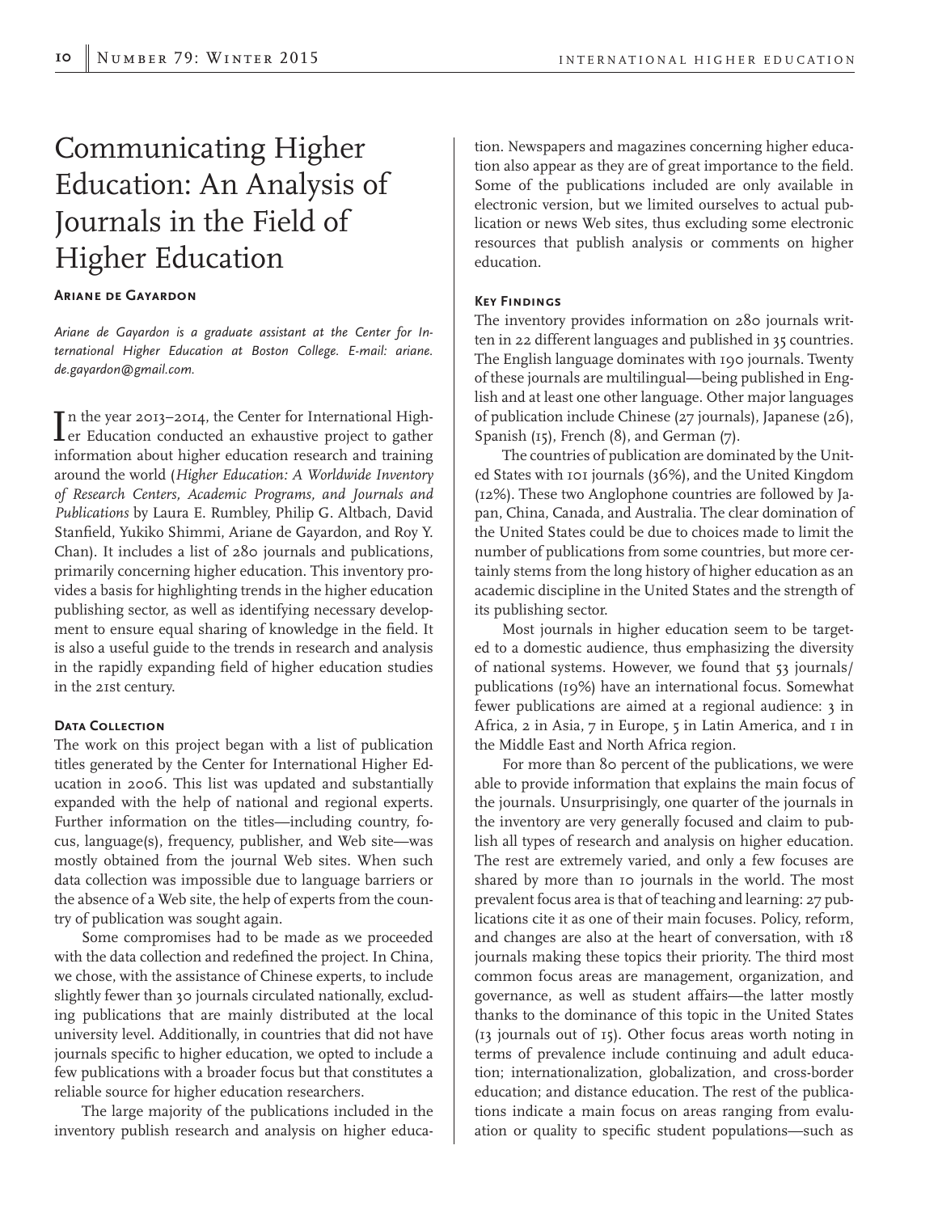# Communicating Higher Education: An Analysis of Journals in the Field of Higher Education

**Ariane de Gayardon**

*Ariane de Gayardon is a graduate assistant at the Center for International Higher Education at Boston College. E-mail: ariane.de.gayardon@gmail.com.*

In the year 2013–2014, the Center for International Higher Education conducted an exhaustive project to gather information about higher education research and training around the world (*Higher Education: A Worldwide Inventory of Research Centers, Academic Programs, and Journals and Publications* by Laura E. Rumbley, Philip G. Altbach, David Stanfield, Yukiko Shimmi, Ariane de Gayardon, and Roy Y. Chan). It includes a list of 280 journals and publications, primarily concerning higher education. This inventory provides a basis for highlighting trends in the higher education publishing sector, as well as identifying necessary development to ensure equal sharing of knowledge in the field. It is also a useful guide to the trends in research and analysis in the rapidly expanding field of higher education studies in the 21st century.

## Data Collection

The work on this project began with a list of publication titles generated by the Center for International Higher Education in 2006. This list was updated and substantially expanded with the help of national and regional experts. Further information on the titles—including country, focus, language(s), frequency, publisher, and Web site—was mostly obtained from the journal Web sites. When such data collection was impossible due to language barriers or the absence of a Web site, the help of experts from the country of publication was sought again.

Some compromises had to be made as we proceeded with the data collection and redefined the project. In China, we chose, with the assistance of Chinese experts, to include slightly fewer than 30 journals circulated nationally, excluding publications that are mainly distributed at the local university level. Additionally, in countries that did not have journals specific to higher education, we opted to include a few publications with a broader focus but that constitutes a reliable source for higher education researchers.

The large majority of the publications included in the inventory publish research and analysis on higher education. Newspapers and magazines concerning higher education also appear as they are of great importance to the field. Some of the publications included are only available in electronic version, but we limited ourselves to actual publication or news Web sites, thus excluding some electronic resources that publish analysis or comments on higher education.

## Key Findings

The inventory provides information on 280 journals written in 22 different languages and published in 35 countries. The English language dominates with 190 journals. Twenty of these journals are multilingual—being published in English and at least one other language. Other major languages of publication include Chinese (27 journals), Japanese (26), Spanish (15), French (8), and German (7).

The countries of publication are dominated by the United States with 101 journals (36%), and the United Kingdom (12%). These two Anglophone countries are followed by Japan, China, Canada, and Australia. The clear domination of the United States could be due to choices made to limit the number of publications from some countries, but more certainly stems from the long history of higher education as an academic discipline in the United States and the strength of its publishing sector.

Most journals in higher education seem to be targeted to a domestic audience, thus emphasizing the diversity of national systems. However, we found that 53 journals/publications (19%) have an international focus. Somewhat fewer publications are aimed at a regional audience: 3 in Africa, 2 in Asia, 7 in Europe, 5 in Latin America, and 1 in the Middle East and North Africa region.

For more than 80 percent of the publications, we were able to provide information that explains the main focus of the journals. Unsurprisingly, one quarter of the journals in the inventory are very generally focused and claim to publish all types of research and analysis on higher education. The rest are extremely varied, and only a few focuses are shared by more than 10 journals in the world. The most prevalent focus area is that of teaching and learning: 27 publications cite it as one of their main focuses. Policy, reform, and changes are also at the heart of conversation, with 18 journals making these topics their priority. The third most common focus areas are management, organization, and governance, as well as student affairs—the latter mostly thanks to the dominance of this topic in the United States (13 journals out of 15). Other focus areas worth noting in terms of prevalence include continuing and adult education; internationalization, globalization, and cross-border education; and distance education. The rest of the publications indicate a main focus on areas ranging from evaluation or quality to specific student populations—such as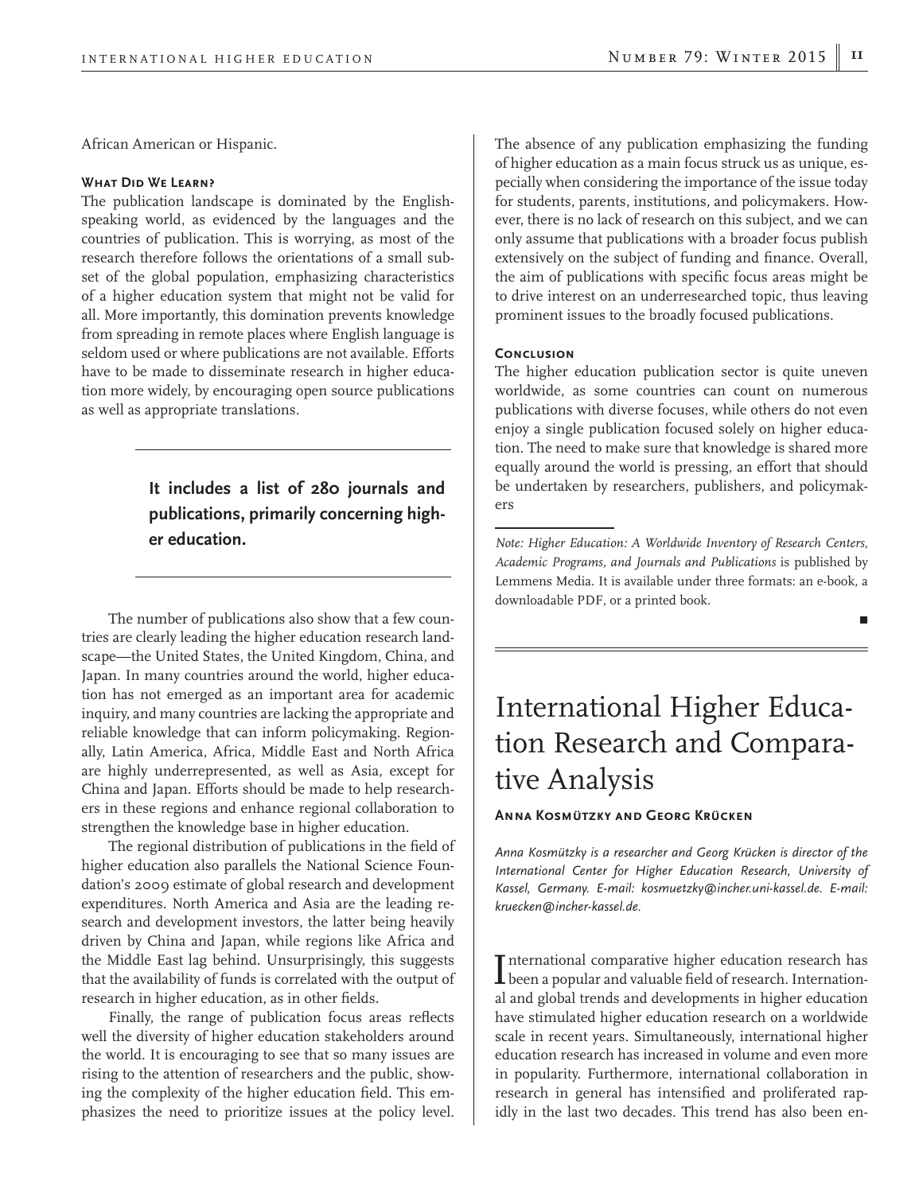African American or Hispanic.

### What Did We Learn?

The publication landscape is dominated by the English-speaking world, as evidenced by the languages and the countries of publication. This is worrying, as most of the research therefore follows the orientations of a small subset of the global population, emphasizing characteristics of a higher education system that might not be valid for all. More importantly, this domination prevents knowledge from spreading in remote places where English language is seldom used or where publications are not available. Efforts have to be made to disseminate research in higher education more widely, by encouraging open source publications as well as appropriate translations.

**It includes a list of 280 journals and publications, primarily concerning higher education.**

The number of publications also show that a few countries are clearly leading the higher education research landscape—the United States, the United Kingdom, China, and Japan. In many countries around the world, higher education has not emerged as an important area for academic inquiry, and many countries are lacking the appropriate and reliable knowledge that can inform policymaking. Regionally, Latin America, Africa, Middle East and North Africa are highly underrepresented, as well as Asia, except for China and Japan. Efforts should be made to help researchers in these regions and enhance regional collaboration to strengthen the knowledge base in higher education.

The regional distribution of publications in the field of higher education also parallels the National Science Foundation's 2009 estimate of global research and development expenditures. North America and Asia are the leading research and development investors, the latter being heavily driven by China and Japan, while regions like Africa and the Middle East lag behind. Unsurprisingly, this suggests that the availability of funds is correlated with the output of research in higher education, as in other fields.

Finally, the range of publication focus areas reflects well the diversity of higher education stakeholders around the world. It is encouraging to see that so many issues are rising to the attention of researchers and the public, showing the complexity of the higher education field. This emphasizes the need to prioritize issues at the policy level. The absence of any publication emphasizing the funding of higher education as a main focus struck us as unique, especially when considering the importance of the issue today for students, parents, institutions, and policymakers. However, there is no lack of research on this subject, and we can only assume that publications with a broader focus publish extensively on the subject of funding and finance. Overall, the aim of publications with specific focus areas might be to drive interest on an underresearched topic, thus leaving prominent issues to the broadly focused publications.

### Conclusion

The higher education publication sector is quite uneven worldwide, as some countries can count on numerous publications with diverse focuses, while others do not even enjoy a single publication focused solely on higher education. The need to make sure that knowledge is shared more equally around the world is pressing, an effort that should be undertaken by researchers, publishers, and policymakers

*Note: Higher Education: A Worldwide Inventory of Research Centers, Academic Programs, and Journals and Publications* is published by Lemmens Media. It is available under three formats: an e-book, a downloadable PDF, or a printed book.

# International Higher Education Research and Comparative Analysis

**Anna Kosmützky and Georg Krücken**

*Anna Kosmützky is a researcher and Georg Krücken is director of the International Center for Higher Education Research, University of Kassel, Germany. E-mail: kosmuetzky@incher.uni-kassel.de. E-mail: kruecken@incher-kassel.de.*

International comparative higher education research has been a popular and valuable field of research. International and global trends and developments in higher education have stimulated higher education research on a worldwide scale in recent years. Simultaneously, international higher education research has increased in volume and even more in popularity. Furthermore, international collaboration in research in general has intensified and proliferated rapidly in the last two decades. This trend has also been en-